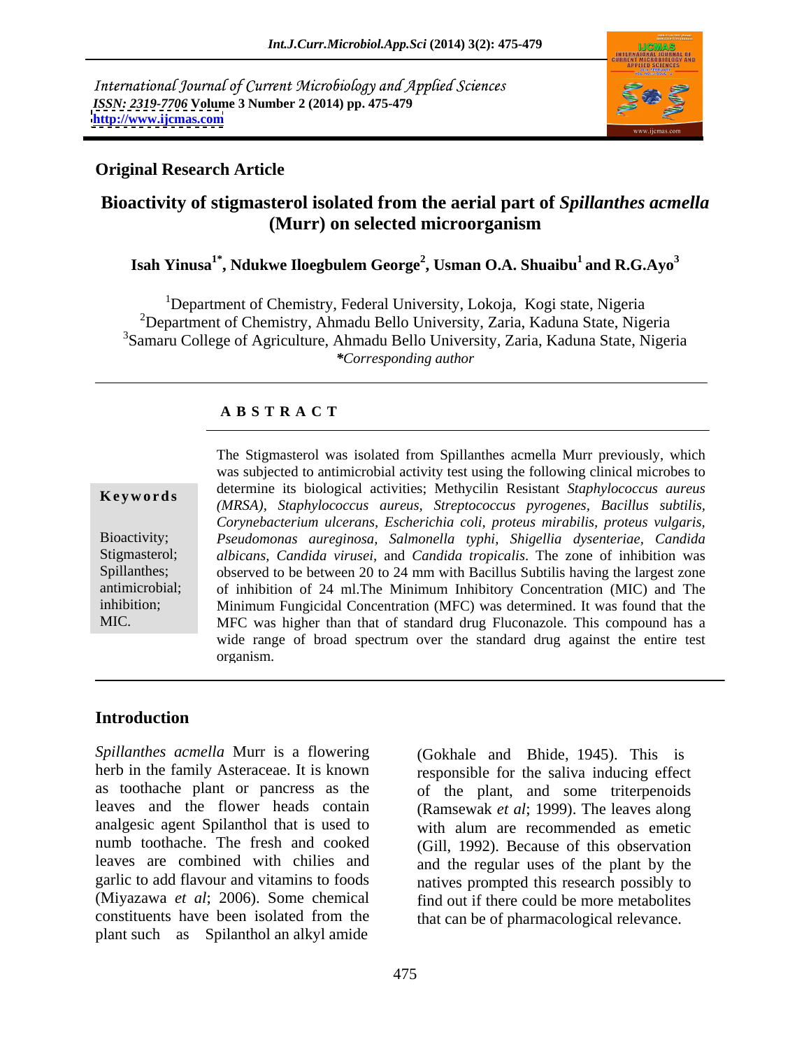International Journal of Current Microbiology and Applied Sciences
*ISSN: 2319-7706* **Volume 3 Number 2 (2014) pp. 475-479**
**http://www.ijcmas.com**

## Original Research Article

# Bioactivity of stigmasterol isolated from the aerial part of *Spillanthes acmella* (Murr) on selected microorganism

**Isah Yinusa[1*], Ndukwe Iloegbulem George[2], Usman O.A. Shuaibu[1] and R.G.Ayo[3]**

[1]Department of Chemistry, Federal University, Lokoja, Kogi state, Nigeria
[2]Department of Chemistry, Ahmadu Bello University, Zaria, Kaduna State, Nigeria
[3]Samaru College of Agriculture, Ahmadu Bello University, Zaria, Kaduna State, Nigeria
*\*Corresponding author*

### A B S T R A C T

**Keywords**

Bioactivity; Stigmasterol; Spillanthes; antimicrobial; inhibition; MIC.

The Stigmasterol was isolated from Spillanthes acmella Murr previously, which was subjected to antimicrobial activity test using the following clinical microbes to determine its biological activities; Methycilin Resistant *Staphylococcus aureus (MRSA)*, *Staphylococcus aureus*, *Streptococcus pyrogenes*, *Bacillus subtilis*, *Corynebacterium ulcerans*, *Escherichia coli*, *proteus mirabilis*, *proteus vulgaris*, *Pseudomonas aureginosa*, *Salmonella typhi*, *Shigellia dysenteriae*, *Candida albicans*, *Candida virusei*, and *Candida tropicalis*. The zone of inhibition was observed to be between 20 to 24 mm with Bacillus Subtilis having the largest zone of inhibition of 24 ml.The Minimum Inhibitory Concentration (MIC) and The Minimum Fungicidal Concentration (MFC) was determined. It was found that the MFC was higher than that of standard drug Fluconazole. This compound has a wide range of broad spectrum over the standard drug against the entire test organism.

## Introduction

*Spillanthes acmella* Murr is a flowering herb in the family Asteraceae. It is known as toothache plant or pancress as the leaves and the flower heads contain analgesic agent Spilanthol that is used to numb toothache. The fresh and cooked leaves are combined with chilies and garlic to add flavour and vitamins to foods (Miyazawa *et al*; 2006). Some chemical constituents have been isolated from the plant such as Spilanthol an alkyl amide (Gokhale and Bhide, 1945). This is responsible for the saliva inducing effect of the plant, and some triterpenoids (Ramsewak *et al*; 1999). The leaves along with alum are recommended as emetic (Gill, 1992). Because of this observation and the regular uses of the plant by the natives prompted this research possibly to find out if there could be more metabolites that can be of pharmacological relevance.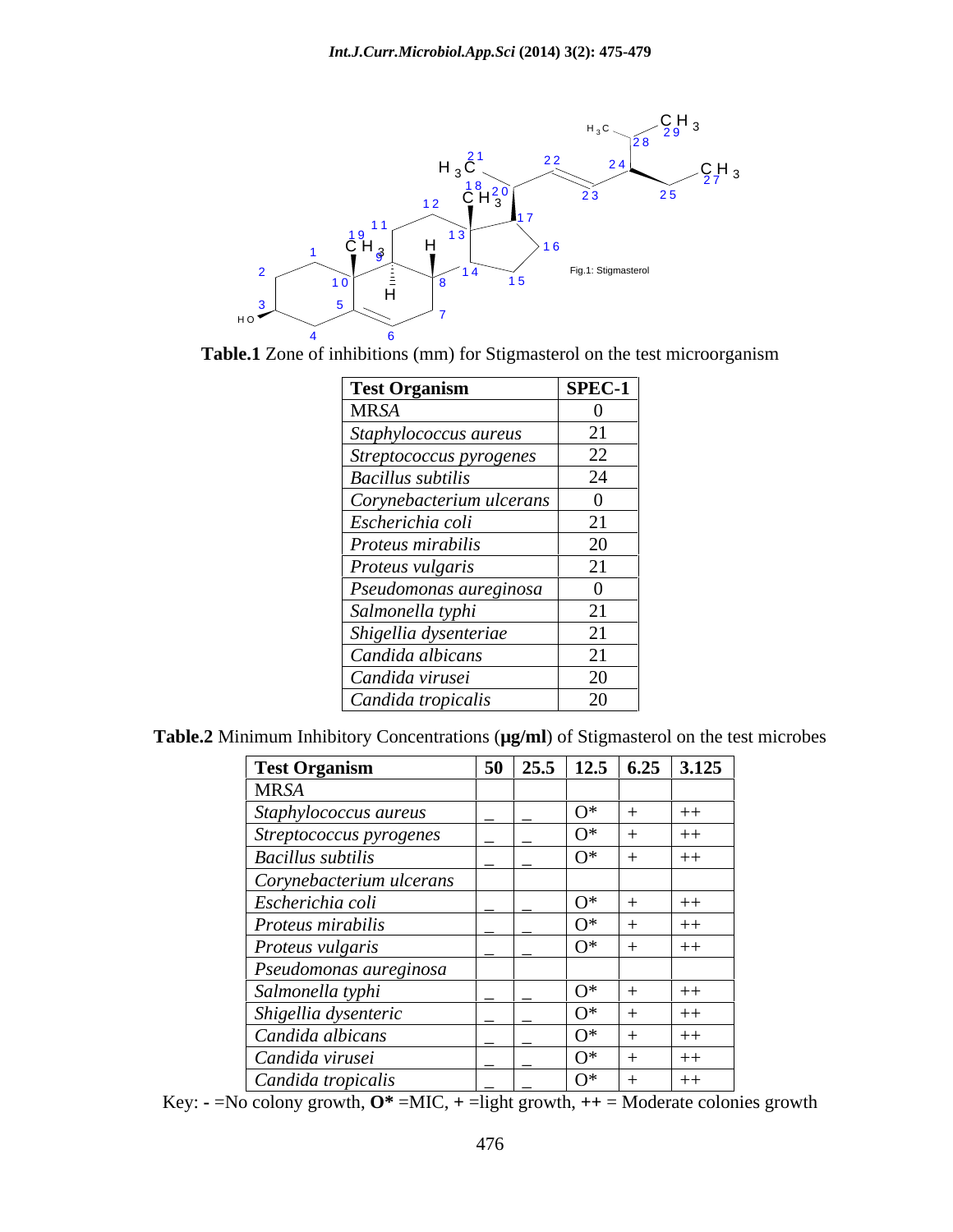Fig.1: Stigmasterol

**Table.1** Zone of inhibitions (mm) for Stigmasterol on the test microorganism

| Test Organism | SPEC-1 |
|---|---|
| MRSA | 0 |
| *Staphylococcus aureus* | 21 |
| *Streptococcus pyrogenes* | 22 |
| *Bacillus subtilis* | 24 |
| *Corynebacterium ulcerans* | 0 |
| *Escherichia coli* | 21 |
| *Proteus mirabilis* | 20 |
| *Proteus vulgaris* | 21 |
| *Pseudomonas aureginosa* | 0 |
| *Salmonella typhi* | 21 |
| *Shigellia dysenteriae* | 21 |
| *Candida albicans* | 21 |
| *Candida virusei* | 20 |
| *Candida tropicalis* | 20 |

**Table.2** Minimum Inhibitory Concentrations (**μg/ml**) of Stigmasterol on the test microbes

| Test Organism | 50 | 25.5 | 12.5 | 6.25 | 3.125 |
|---|---|---|---|---|---|
| MRSA | | | | | |
| *Staphylococcus aureus* | _ | _ | O* | + | ++ |
| *Streptococcus pyrogenes* | _ | _ | O* | + | ++ |
| *Bacillus subtilis* | _ | _ | O* | + | ++ |
| *Corynebacterium ulcerans* | | | | | |
| *Escherichia coli* | _ | _ | O* | + | ++ |
| *Proteus mirabilis* | _ | _ | O* | + | ++ |
| *Proteus vulgaris* | _ | _ | O* | + | ++ |
| *Pseudomonas aureginosa* | | | | | |
| *Salmonella typhi* | _ | _ | O* | + | ++ |
| *Shigellia dysenteric* | _ | _ | O* | + | ++ |
| *Candida albicans* | _ | _ | O* | + | ++ |
| *Candida virusei* | _ | _ | O* | + | ++ |
| *Candida tropicalis* | _ | _ | O* | + | ++ |

Key: **-** =No colony growth, **O*** =MIC, **+** =light growth, **++** = Moderate colonies growth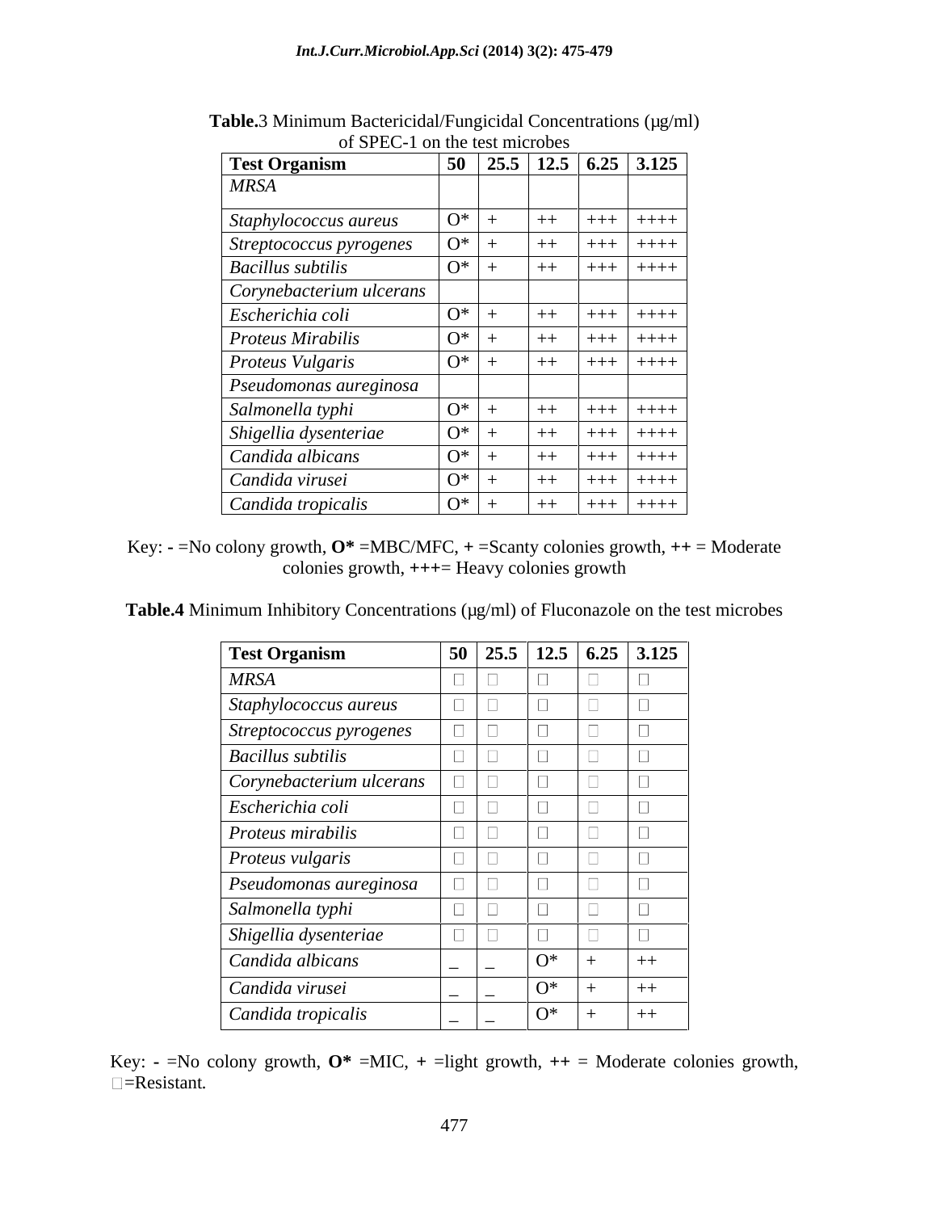**Table.**3 Minimum Bactericidal/Fungicidal Concentrations (µg/ml) of SPEC-1 on the test microbes

| Test Organism | 50 | 25.5 | 12.5 | 6.25 | 3.125 |
|---|---|---|---|---|---|
| *MRSA* | | | | | |
| *Staphylococcus aureus* | O* | + | ++ | +++ | ++++ |
| *Streptococcus pyrogenes* | O* | + | ++ | +++ | ++++ |
| *Bacillus subtilis* | O* | + | ++ | +++ | ++++ |
| *Corynebacterium ulcerans* | | | | | |
| *Escherichia coli* | O* | + | ++ | +++ | ++++ |
| *Proteus Mirabilis* | O* | + | ++ | +++ | ++++ |
| *Proteus Vulgaris* | O* | + | ++ | +++ | ++++ |
| *Pseudomonas aureginosa* | | | | | |
| *Salmonella typhi* | O* | + | ++ | +++ | ++++ |
| *Shigellia dysenteriae* | O* | + | ++ | +++ | ++++ |
| *Candida albicans* | O* | + | ++ | +++ | ++++ |
| *Candida virusei* | O* | + | ++ | +++ | ++++ |
| *Candida tropicalis* | O* | + | ++ | +++ | ++++ |

Key: **-** =No colony growth, **O*** =MBC/MFC, **+** =Scanty colonies growth, **++** = Moderate colonies growth, **+++**= Heavy colonies growth

**Table.4** Minimum Inhibitory Concentrations (µg/ml) of Fluconazole on the test microbes

| Test Organism | 50 | 25.5 | 12.5 | 6.25 | 3.125 |
|---|---|---|---|---|---|
| *MRSA* | □ | □ | □ | □ | □ |
| *Staphylococcus aureus* | □ | □ | □ | □ | □ |
| *Streptococcus pyrogenes* | □ | □ | □ | □ | □ |
| *Bacillus subtilis* | □ | □ | □ | □ | □ |
| *Corynebacterium ulcerans* | □ | □ | □ | □ | □ |
| *Escherichia coli* | □ | □ | □ | □ | □ |
| *Proteus mirabilis* | □ | □ | □ | □ | □ |
| *Proteus vulgaris* | □ | □ | □ | □ | □ |
| *Pseudomonas aureginosa* | □ | □ | □ | □ | □ |
| *Salmonella typhi* | □ | □ | □ | □ | □ |
| *Shigellia dysenteriae* | □ | □ | □ | □ | □ |
| *Candida albicans* | _ | _ | O* | + | ++ |
| *Candida virusei* | _ | _ | O* | + | ++ |
| *Candida tropicalis* | _ | _ | O* | + | ++ |

Key: **-** =No colony growth, **O*** =MIC, **+** =light growth, **++** = Moderate colonies growth, □=Resistant.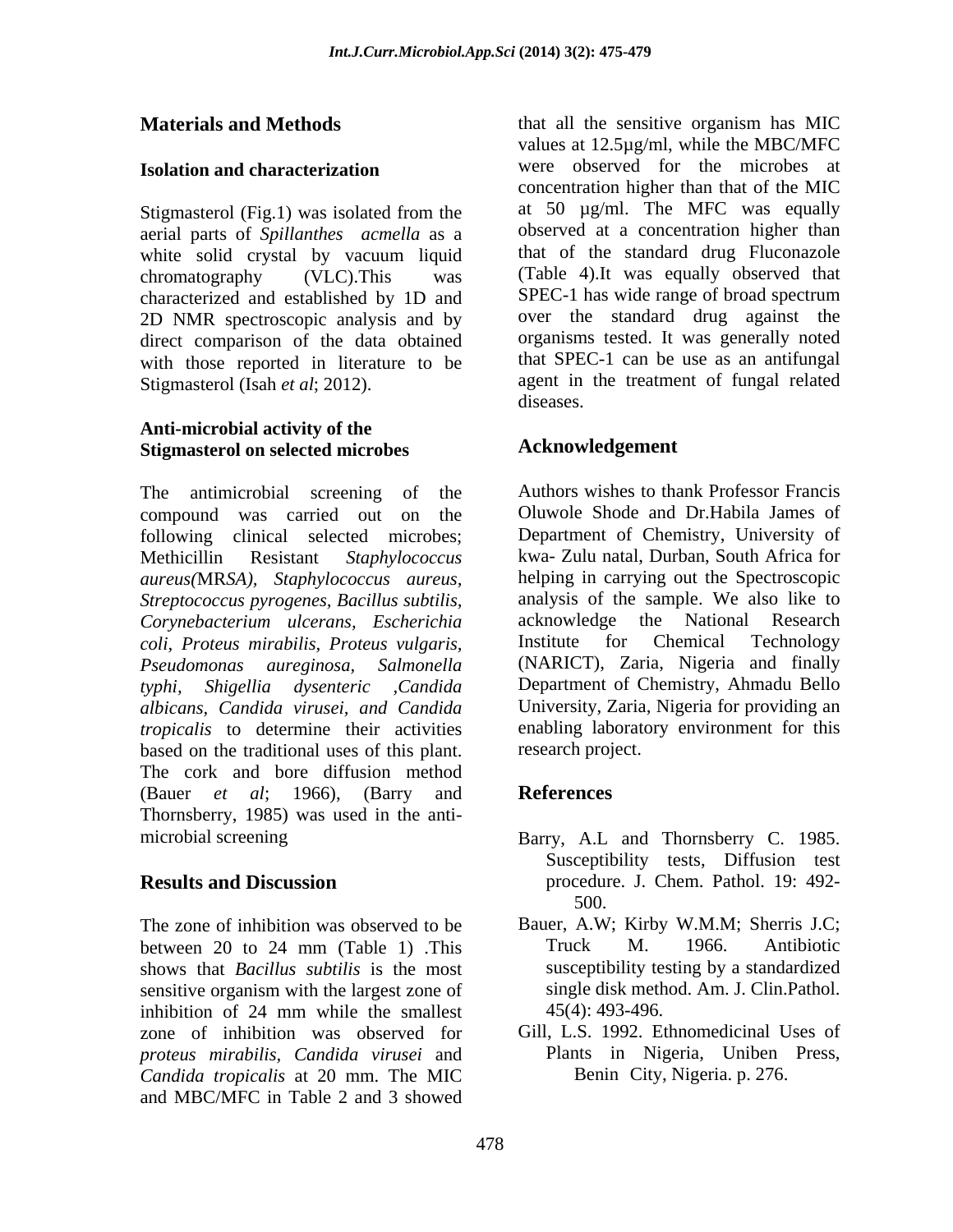## Materials and Methods

### Isolation and characterization

Stigmasterol (Fig.1) was isolated from the aerial parts of *Spillanthes acmella* as a white solid crystal by vacuum liquid chromatography (VLC).This was characterized and established by 1D and 2D NMR spectroscopic analysis and by direct comparison of the data obtained with those reported in literature to be Stigmasterol (Isah *et al*; 2012).

### Anti-microbial activity of the Stigmasterol on selected microbes

The antimicrobial screening of the compound was carried out on the following clinical selected microbes; Methicillin Resistant *Staphylococcus aureus(*MR*SA), Staphylococcus aureus, Streptococcus pyrogenes, Bacillus subtilis, Corynebacterium ulcerans, Escherichia coli, Proteus mirabilis, Proteus vulgaris, Pseudomonas aureginosa, Salmonella typhi, Shigellia dysenteric ,Candida albicans, Candida virusei, and Candida tropicalis* to determine their activities based on the traditional uses of this plant. The cork and bore diffusion method (Bauer *et al*; 1966), (Barry and Thornsberry, 1985) was used in the anti-microbial screening

## Results and Discussion

The zone of inhibition was observed to be between 20 to 24 mm (Table 1) .This shows that *Bacillus subtilis* is the most sensitive organism with the largest zone of inhibition of 24 mm while the smallest zone of inhibition was observed for *proteus mirabilis, Candida virusei* and *Candida tropicalis* at 20 mm. The MIC and MBC/MFC in Table 2 and 3 showed that all the sensitive organism has MIC values at 12.5µg/ml, while the MBC/MFC were observed for the microbes at concentration higher than that of the MIC at 50 µg/ml. The MFC was equally observed at a concentration higher than that of the standard drug Fluconazole (Table 4).It was equally observed that SPEC-1 has wide range of broad spectrum over the standard drug against the organisms tested. It was generally noted that SPEC-1 can be use as an antifungal agent in the treatment of fungal related diseases.

## Acknowledgement

Authors wishes to thank Professor Francis Oluwole Shode and Dr.Habila James of Department of Chemistry, University of kwa- Zulu natal, Durban, South Africa for helping in carrying out the Spectroscopic analysis of the sample. We also like to acknowledge the National Research Institute for Chemical Technology (NARICT), Zaria, Nigeria and finally Department of Chemistry, Ahmadu Bello University, Zaria, Nigeria for providing an enabling laboratory environment for this research project.

## References

Barry, A.L and Thornsberry C. 1985. Susceptibility tests, Diffusion test procedure. J. Chem. Pathol. 19: 492-500.

Bauer, A.W; Kirby W.M.M; Sherris J.C; Truck M. 1966. Antibiotic susceptibility testing by a standardized single disk method. Am. J. Clin.Pathol. 45(4): 493-496.

Gill, L.S. 1992. Ethnomedicinal Uses of Plants in Nigeria, Uniben Press, Benin City, Nigeria. p. 276.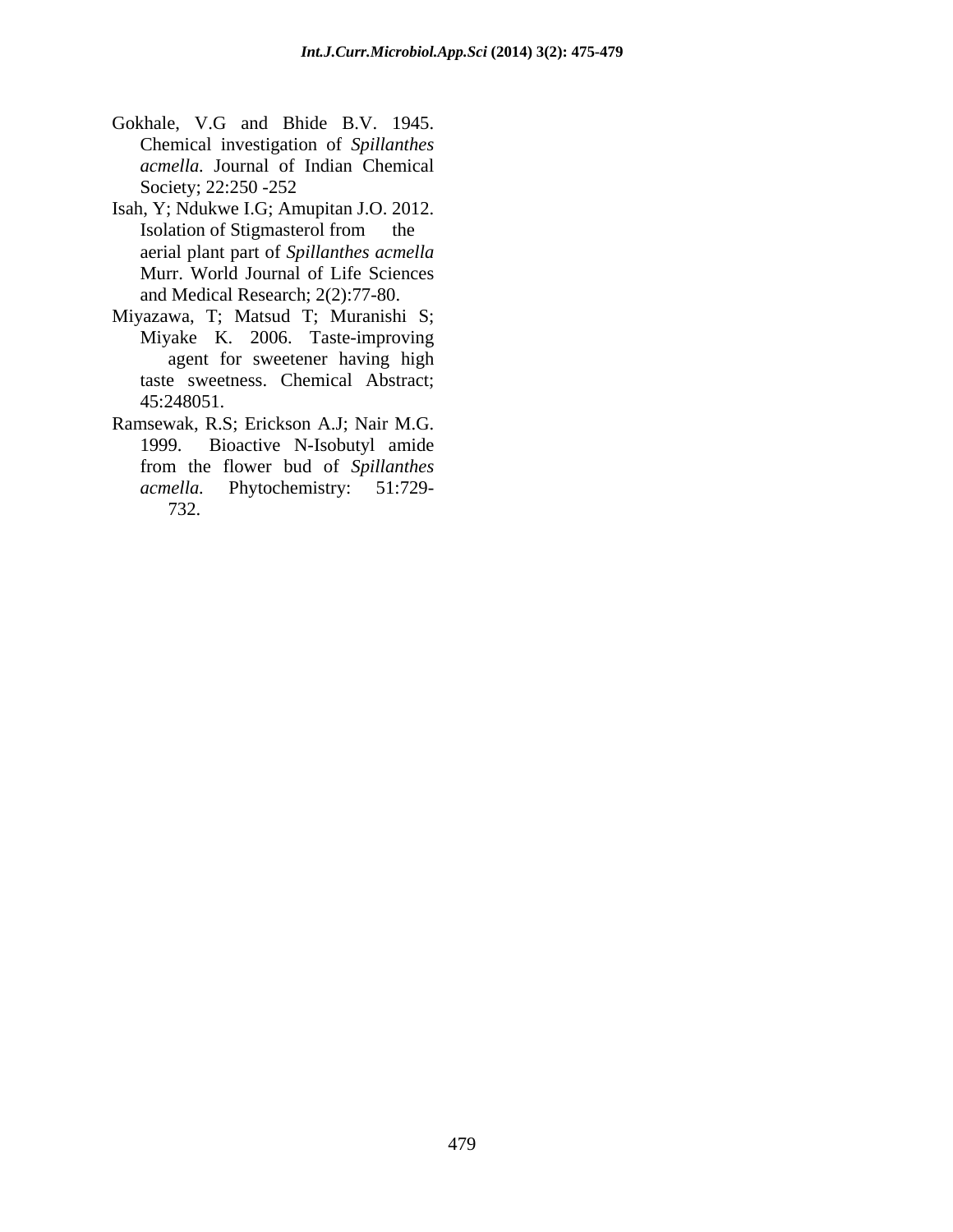Gokhale, V.G and Bhide B.V. 1945. Chemical investigation of *Spillanthes acmella.* Journal of Indian Chemical Society; 22:250 -252

Isah, Y; Ndukwe I.G; Amupitan J.O. 2012. Isolation of Stigmasterol from the aerial plant part of *Spillanthes acmella* Murr. World Journal of Life Sciences and Medical Research; 2(2):77-80.

Miyazawa, T; Matsud T; Muranishi S; Miyake K. 2006. Taste-improving agent for sweetener having high taste sweetness. Chemical Abstract; 45:248051.

Ramsewak, R.S; Erickson A.J; Nair M.G. 1999. Bioactive N-Isobutyl amide from the flower bud of *Spillanthes acmella.* Phytochemistry: 51:729-732.